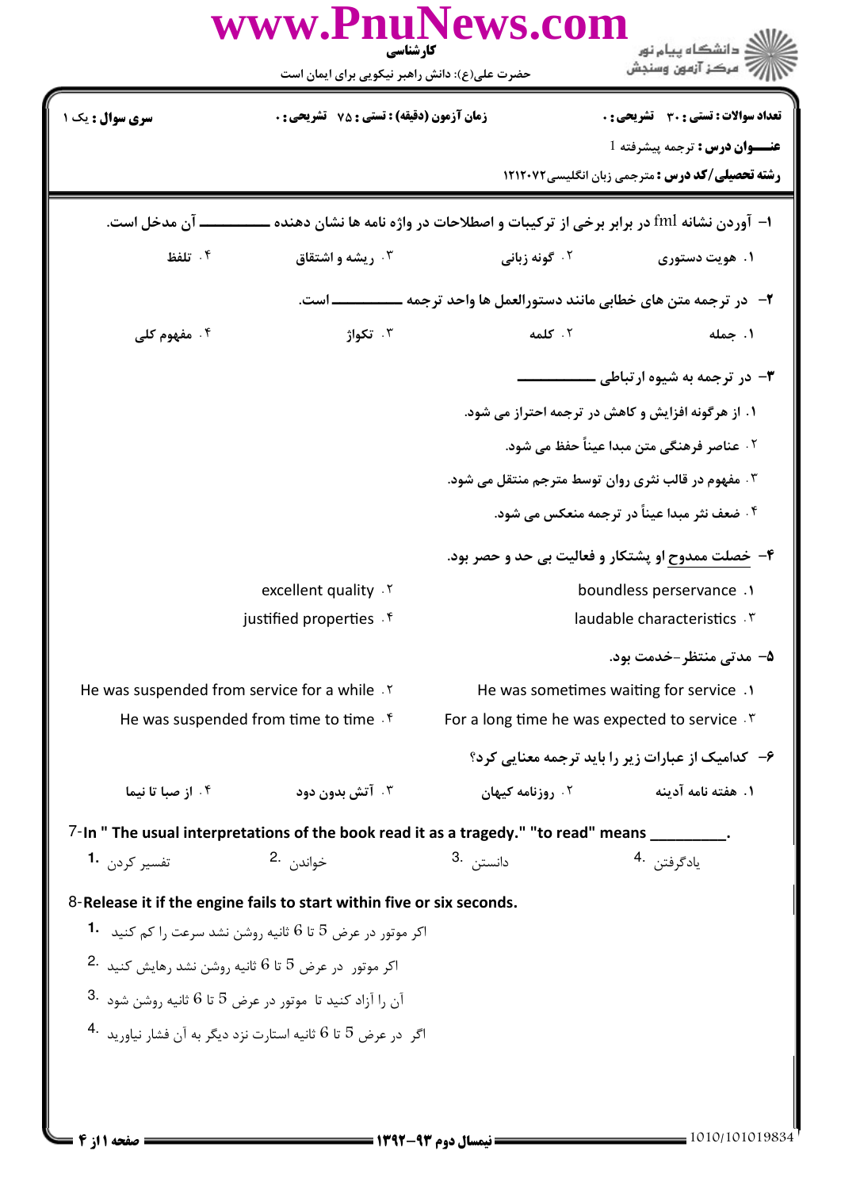www.PnuNews.com

کارشناسی

حضرت علی(ع): دانش راهبر نیکویی برای ایمان است

دانشگاه پیام نور
مرکز آزمون وسنجش

**سری سوال :** یک ۱ | **زمان آزمون (دقیقه) : تستی :** ۷۵ **تشریحی :** ۰ | **تعداد سوالات : تستی :** ۳۰ **تشریحی :** ۰

**عنـــوان درس :** ترجمه پیشرفته 1

**رشته تحصیلی/کد درس :** مترجمی زبان انگلیسی۱۲۱۲۰۷۲

---

**۱- آوردن نشانه fml در برابر برخی از ترکیبات و اصطلاحات در واژه نامه ها نشان دهنده ــــــــــــ آن مدخل است.**

۱. هویت دستوری
۲. گونه زبانی
۳. ریشه و اشتقاق
۴. تلفظ

**۲- در ترجمه متن های خطابی مانند دستورالعمل ها واحد ترجمه ــــــــــــ است.**

۱. جمله
۲. کلمه
۳. تکواژ
۴. مفهوم کلی

**۳- در ترجمه به شیوه ارتباطی ــــــــــــ**

۱. از هرگونه افزایش و کاهش در ترجمه احتراز می شود.
۲. عناصر فرهنگی متن مبدا عیناً حفظ می شود.
۳. مفهوم در قالب نثری روان توسط مترجم منتقل می شود.
۴. ضعف نثر مبدا عیناً در ترجمه منعکس می شود.

**۴- خصلت ممدوح او پشتکار و فعالیت بی حد و حصر بود.**

۱. boundless perservance
۲. excellent quality
۳. laudable characteristics
۴. justified properties

**۵- مدتی منتظر-خدمت بود.**

۱. He was sometimes waiting for service
۲. He was suspended from service for a while
۳. For a long time he was expected to service
۴. He was suspended from time to time

**۶- کدامیک از عبارات زیر را باید ترجمه معنایی کرد؟**

۱. هفته نامه آدینه
۲. روزنامه کیهان
۳. آتش بدون دود
۴. از صبا تا نیما

**7-In " The usual interpretations of the book read it as a tragedy." "to read" means _________.**

1. تفسیر کردن
2. خواندن
3. دانستن
4. یادگرفتن

**8-Release it if the engine fails to start within five or six seconds.**

1. اگر موتور در عرض 5 تا 6 ثانیه روشن نشد سرعت را کم کنید
2. اگر موتور در عرض 5 تا 6 ثانیه روشن نشد رهایش کنید
3. آن را آزاد کنید تا موتور در عرض 5 تا 6 ثانیه روشن شود
4. اگر در عرض 5 تا 6 ثانیه استارت نزد دیگر به آن فشار نیاورید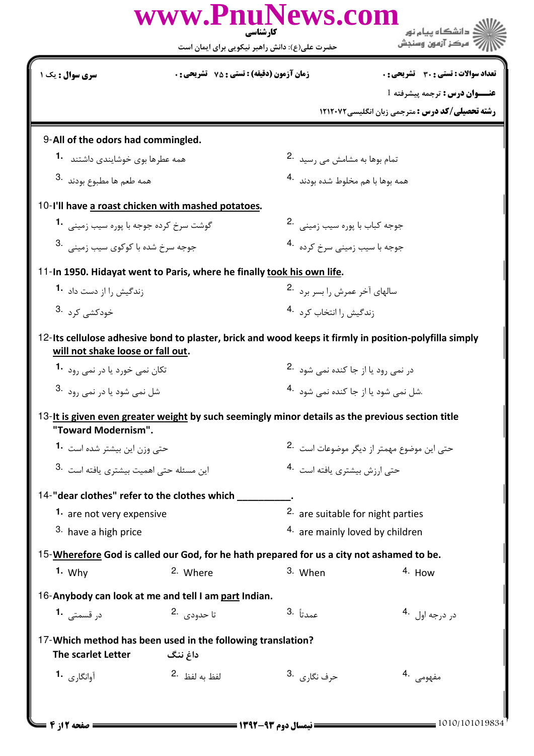9-**All of the odors had commingled.**

1. همه عطرها بوی خوشایندی داشتند
2. تمام بوها به مشامش می رسید
3. همه طعم ها مطبوع بودند
4. همه بوها با هم مخلوط شده بودند

10-**I'll have <u>a roast chicken with mashed potatoes</u>.**

1. گوشت سرخ کرده جوجه با پوره سیب زمینی
2. جوجه کباب با پوره سیب زمینی
3. جوجه سرخ شده با کوکوی سیب زمینی
4. جوجه با سیب زمینی سرخ کرده

11-**In 1950. Hidayat went to Paris, where he finally <u>took his own life</u>.**

1. زندگیش را از دست داد
2. سالهای آخر عمرش را بسر برد
3. خودکشی کرد
4. زندگیش را انتخاب کرد

12-**Its cellulose adhesive bond to plaster, brick and wood keeps it firmly in position-polyfilla simply <u>will not shake loose or fall out</u>.**

1. تکان نمی خورد یا در نمی رود
2. در نمی رود یا از جا کنده نمی شود
3. شل نمی شود یا در نمی رود
4. شل نمی شود یا از جا کنده نمی شود.

13-**<u>It is given even greater weight</u> by such seemingly minor details as the previous section title "Toward Modernism".**

1. حتی وزن این بیشتر شده است
2. حتی این موضوع مهمتر از دیگر موضوعات است
3. این مسئله حتی اهمیت بیشتری یافته است
4. حتی ارزش بیشتری یافته است

14-**"dear clothes" refer to the clothes which __________.**

1. are not very expensive
2. are suitable for night parties
3. have a high price
4. are mainly loved by children

15-**<u>Wherefore</u> God is called our God, for he hath prepared for us a city not ashamed to be.**

1. Why
2. Where
3. When
4. How

16-**Anybody can look at me and tell I am <u>part</u> Indian.**

1. در قسمتی
2. تا حدودی
3. عمدتاً
4. در درجه اول

17-**Which method has been used in the following translation?**

**The scarlet Letter** — **داغ ننگ**

1. آوانگاری
2. لفظ به لفظ
3. حرف نگاری
4. مفهومی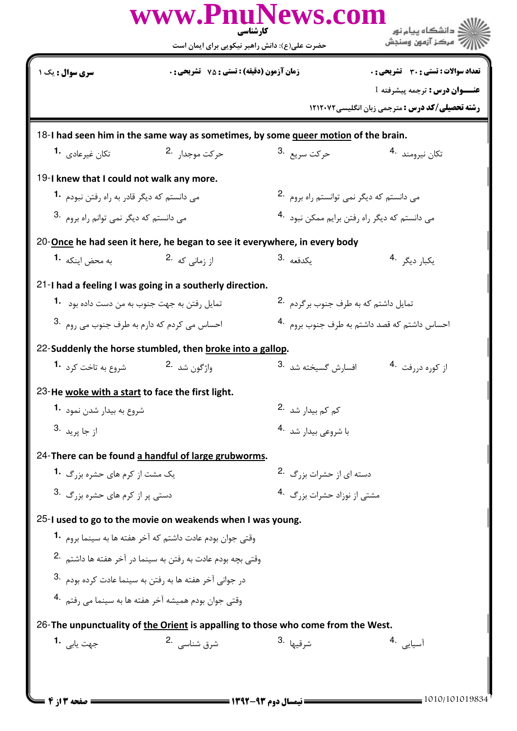18-I had seen him in the same way as sometimes, by some queer motion of the brain.

1. تکان غیرعادی
2. حرکت موجدار
3. حرکت سریع
4. تکان نیرومند

19-I knew that I could not walk any more.

1. می دانستم که دیگر قادر به راه رفتن نبودم
2. می دانستم که دیگر نمی توانستم راه بروم
3. می دانستم که دیگر نمی توانم راه بروم
4. می دانستم که دیگر راه رفتن برایم ممکن نبود

20-Once he had seen it here, he began to see it everywhere, in every body

1. به محض اینکه
2. از زمانی که
3. یکدفعه
4. یکبار دیگر

21-I had a feeling I was going in a southerly direction.

1. تمایل رفتن به جهت جنوب به من دست داده بود
2. تمایل داشتم که به طرف جنوب برگردم
3. احساس می کردم که دارم به طرف جنوب می روم
4. احساس داشتم که قصد داشتم به طرف جنوب بروم

22-Suddenly the horse stumbled, then broke into a gallop.

1. شروع به تاخت کرد
2. واژگون شد
3. افسارش گسیخته شد
4. از کوره دررفت

23-He woke with a start to face the first light.

1. شروع به بیدار شدن نمود
2. کم کم بیدار شد
3. از جا پرید
4. با شروعی بیدار شد

24-There can be found a handful of large grubworms.

1. یک مشت از کرم های حشره بزرگ
2. دسته ای از حشرات بزرگ
3. دستی پر از کرم های حشره بزرگ
4. مشتی از نوزاد حشرات بزرگ

25-I used to go to the movie on weakends when I was young.

1. وقتی جوان بودم عادت داشتم که آخر هفته ها به سینما بروم
2. وقتی بچه بودم عادت به رفتن به سینما در آخر هفته ها داشتم
3. در جوانی آخر هفته ها به رفتن به سینما عادت کرده بودم
4. وقتی جوان بودم همیشه آخر هفته ها به سینما می رفتم

26-The unpunctuality of the Orient is appalling to those who come from the West.

1. جهت یابی
2. شرق شناسی
3. شرقیها
4. آسیایی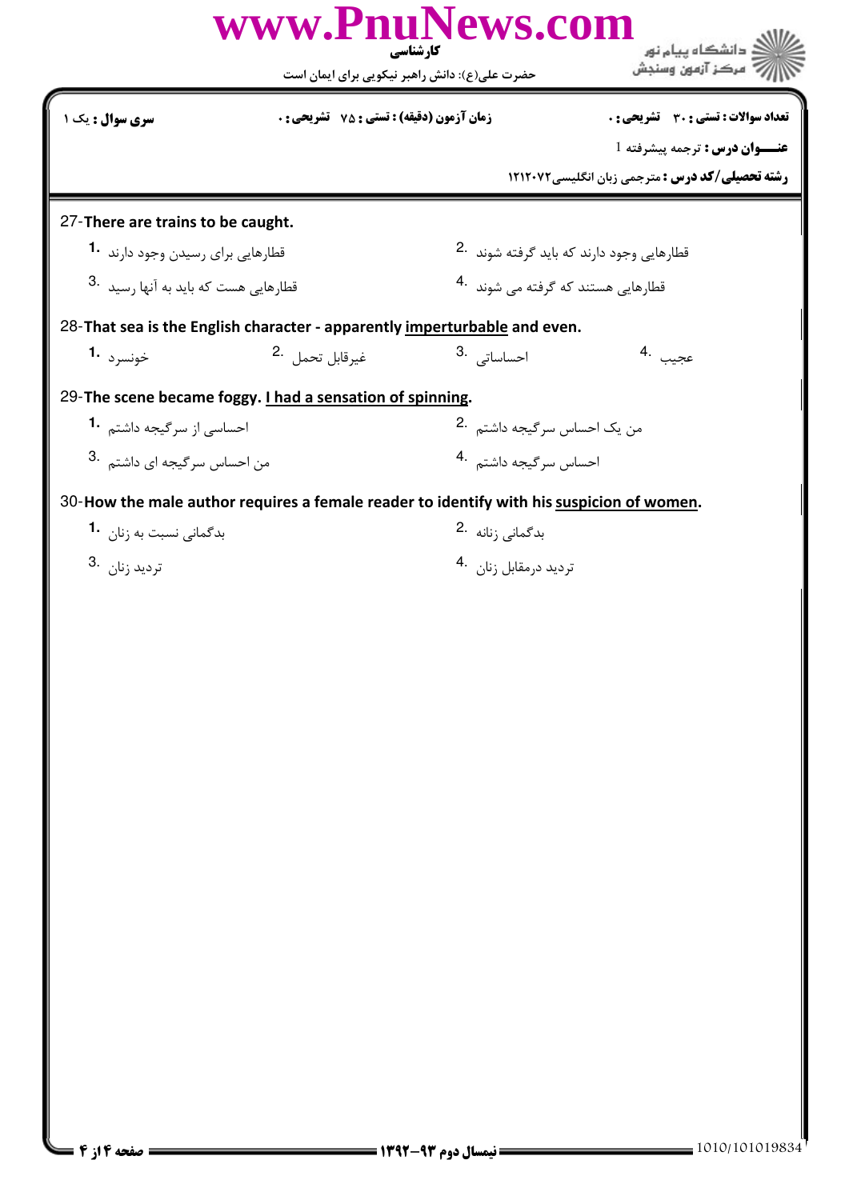27-**There are trains to be caught.**

1. قطارهایی برای رسیدن وجود دارند
2. قطارهایی وجود دارند که باید گرفته شوند
3. قطارهایی هست که باید به آنها رسید
4. قطارهایی هستند که گرفته می شوند

28-**That sea is the English character - apparently imperturbable and even.**

1. خونسرد
2. غیرقابل تحمل
3. احساساتی
4. عجیب

29-**The scene became foggy. I had a sensation of spinning.**

1. احساسی از سرگیجه داشتم
2. من یک احساس سرگیجه داشتم
3. من احساس سرگیجه ای داشتم
4. احساس سرگیجه داشتم

30-**How the male author requires a female reader to identify with his suspicion of women.**

1. بدگمانی نسبت به زنان
2. بدگمانی زنانه
3. تردید زنان
4. تردید درمقابل زنان